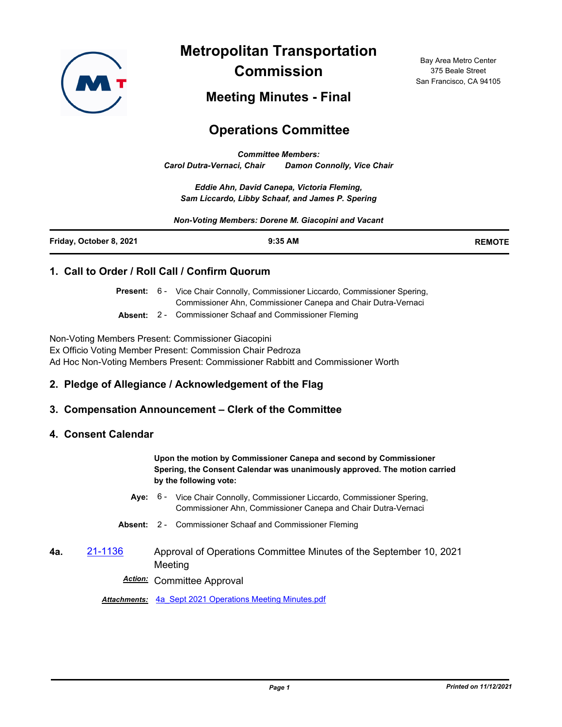# Metropolitan Transportation Commission

Bay Area Metro Center
375 Beale Street
San Francisco, CA 94105

## Meeting Minues - Final

## Operations Committee

*Committee Members:*
*Carol Dutra-Vernaci, Chair Damon Connolly, Vice Chair*

*Eddie Ahn, David Canepa, Victoria Fleming, Sam Liccardo, Libby Schaaf, and James P. Spering*

*Non-Voting Members: Dorene M. Giacopini and Vacant*

**Friday, October 8, 2021** **9:35 AM** **REMOTE**

### 1. Call to Order / Roll Call / Confirm Quorum

**Present:** 6 - Vice Chair Connolly, Commissioner Liccardo, Commissioner Spering, Commissioner Ahn, Commissioner Canepa and Chair Dutra-Vernaci

**Absent:** 2 - Commissioner Schaaf and Commissioner Fleming

Non-Voting Members Present: Commissioner Giacopini
Ex Officio Voting Member Present: Commission Chair Pedroza
Ad Hoc Non-Voting Members Present: Commissioner Rabbitt and Commissioner Worth

### 2. Pledge of Allegiance / Acknowledgement of the Flag

### 3. Compensation Announcement – Clerk of the Committee

### 4. Consent Calendar

**Upon the motion by Commissioner Canepa and second by Commissioner Spering, the Consent Calendar was unanimously approved. The motion carried by the following vote:**

**Aye:** 6 - Vice Chair Connolly, Commissioner Liccardo, Commissioner Spering, Commissioner Ahn, Commissioner Canepa and Chair Dutra-Vernaci

**Absent:** 2 - Commissioner Schaaf and Commissioner Fleming

**4a.** 21-1136 Approval of Operations Committee Minutes of the September 10, 2021 Meeting

***Action:*** Committee Approval

***Attachments:*** 4a_Sept 2021 Operations Meeting Minutes.pdf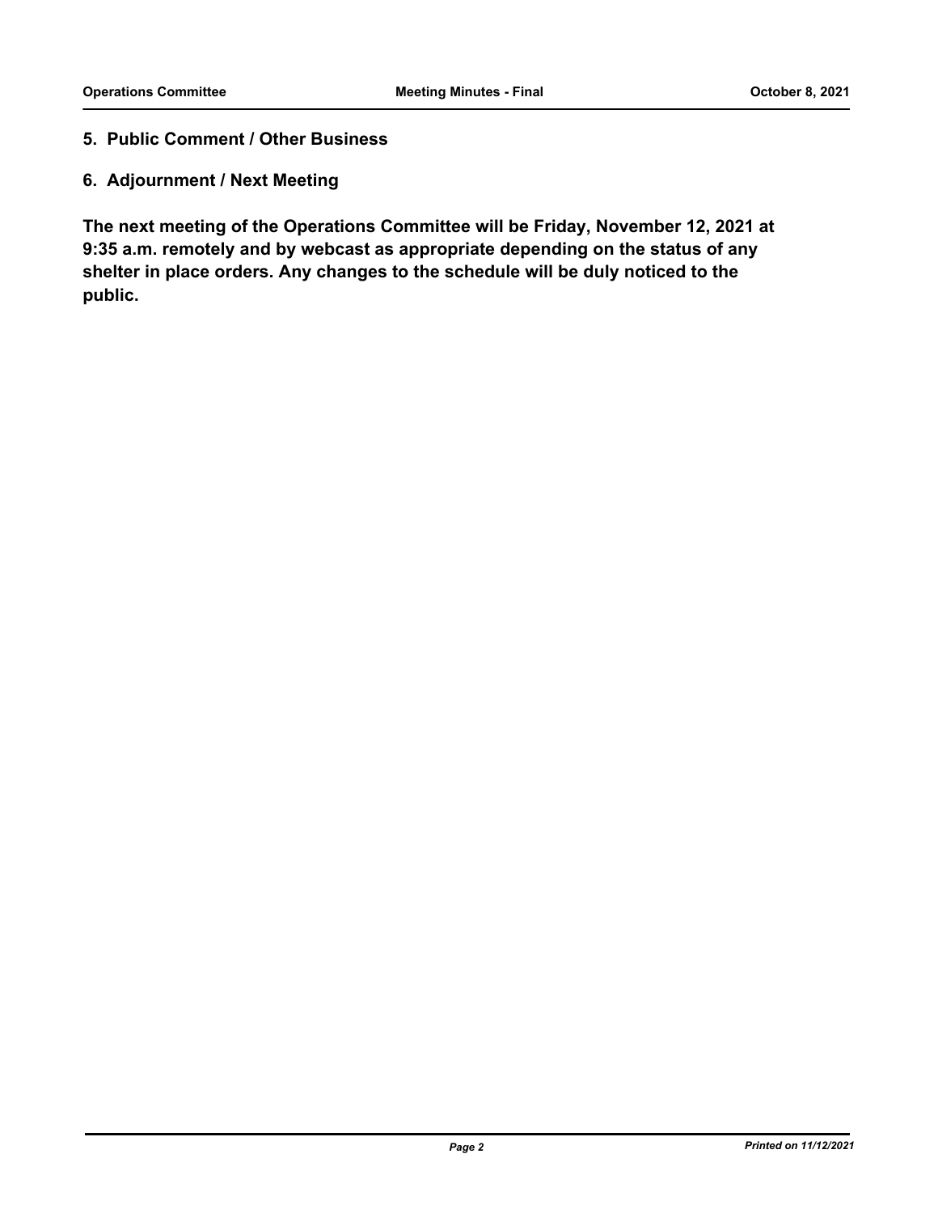## 5. Public Comment / Other Business

## 6. Adjournment / Next Meeting

**The next meeting of the Operations Committee will be Friday, November 12, 2021 at 9:35 a.m. remotely and by webcast as appropriate depending on the status of any shelter in place orders. Any changes to the schedule will be duly noticed to the public.**